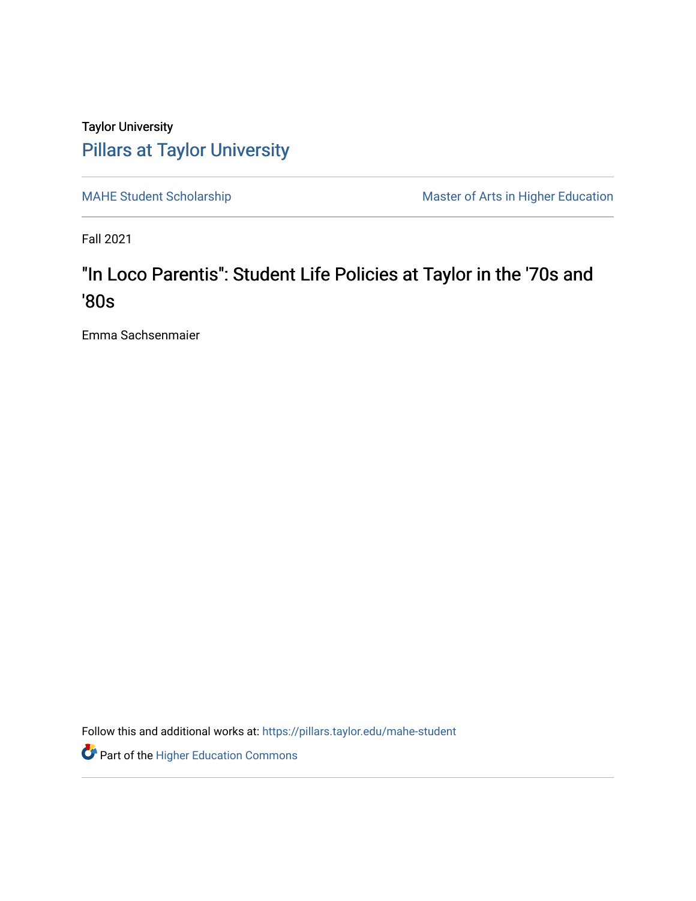Taylor University

# Pillars at Taylor University

MAHE Student Scholarship | Master of Arts in Higher Education

Fall 2021

## "In Loco Parentis": Student Life Policies at Taylor in the '70s and '80s

Emma Sachsenmaier

Follow this and additional works at: https://pillars.taylor.edu/mahe-student

Part of the Higher Education Commons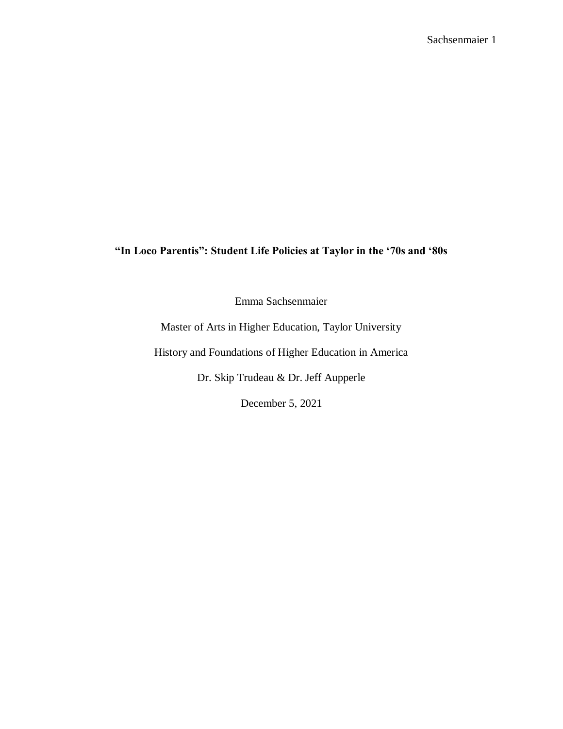**“In Loco Parentis”: Student Life Policies at Taylor in the ‘70s and ‘80s**

Emma Sachsenmaier

Master of Arts in Higher Education, Taylor University

History and Foundations of Higher Education in America

Dr. Skip Trudeau & Dr. Jeff Aupperle

December 5, 2021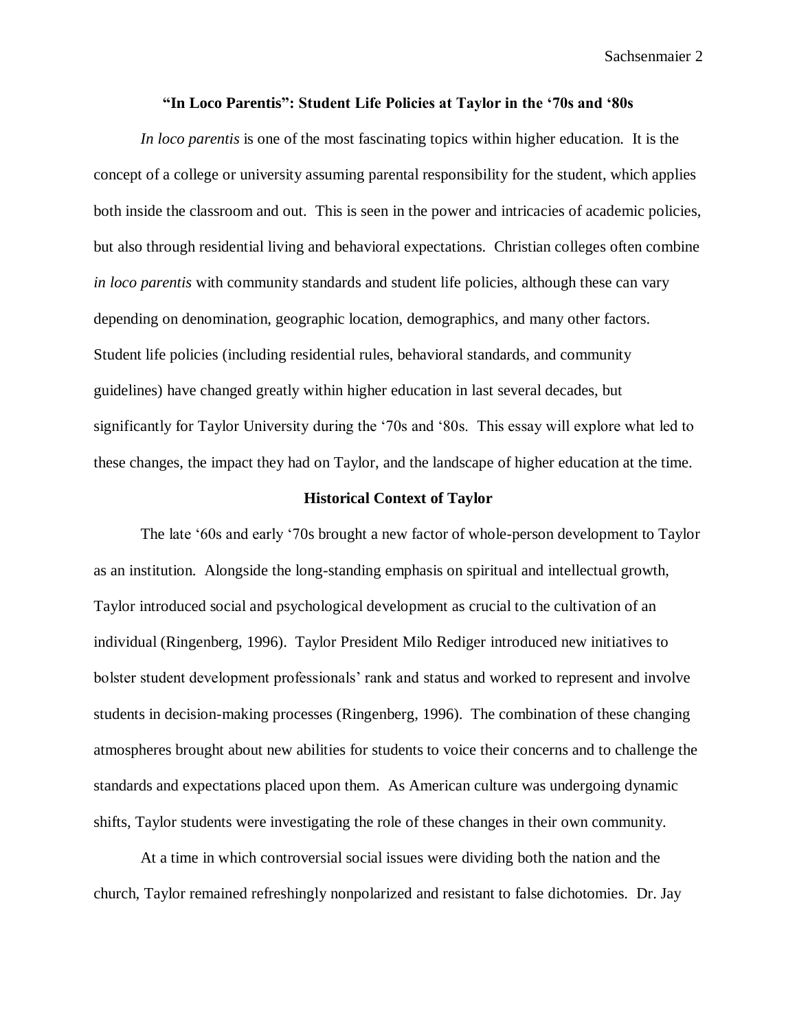## "In Loco Parentis": Student Life Policies at Taylor in the '70s and '80s

*In loco parentis* is one of the most fascinating topics within higher education. It is the concept of a college or university assuming parental responsibility for the student, which applies both inside the classroom and out. This is seen in the power and intricacies of academic policies, but also through residential living and behavioral expectations. Christian colleges often combine *in loco parentis* with community standards and student life policies, although these can vary depending on denomination, geographic location, demographics, and many other factors. Student life policies (including residential rules, behavioral standards, and community guidelines) have changed greatly within higher education in last several decades, but significantly for Taylor University during the '70s and '80s. This essay will explore what led to these changes, the impact they had on Taylor, and the landscape of higher education at the time.

### Historical Context of Taylor

The late '60s and early '70s brought a new factor of whole-person development to Taylor as an institution. Alongside the long-standing emphasis on spiritual and intellectual growth, Taylor introduced social and psychological development as crucial to the cultivation of an individual (Ringenberg, 1996). Taylor President Milo Rediger introduced new initiatives to bolster student development professionals' rank and status and worked to represent and involve students in decision-making processes (Ringenberg, 1996). The combination of these changing atmospheres brought about new abilities for students to voice their concerns and to challenge the standards and expectations placed upon them. As American culture was undergoing dynamic shifts, Taylor students were investigating the role of these changes in their own community.

At a time in which controversial social issues were dividing both the nation and the church, Taylor remained refreshingly nonpolarized and resistant to false dichotomies. Dr. Jay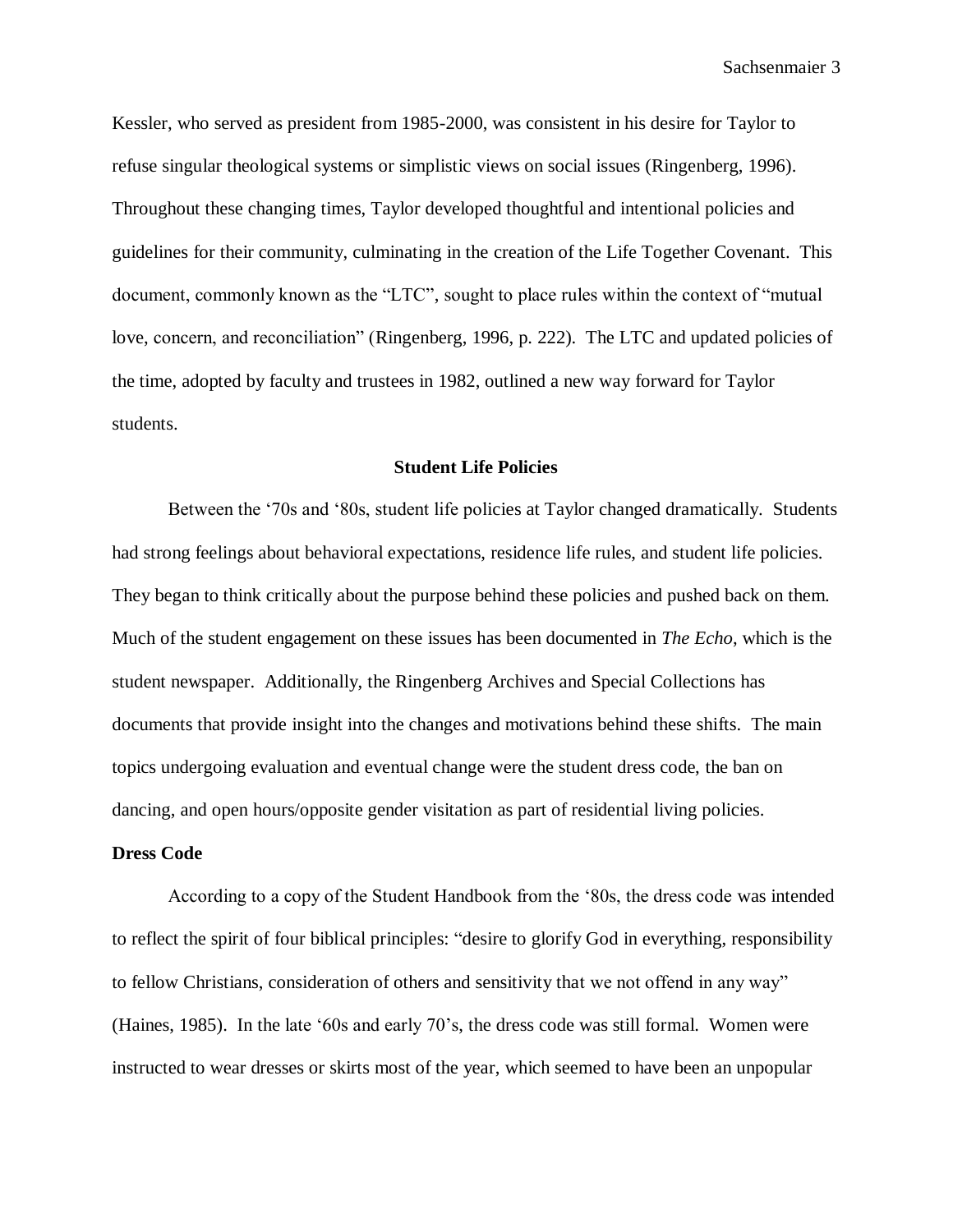Kessler, who served as president from 1985-2000, was consistent in his desire for Taylor to refuse singular theological systems or simplistic views on social issues (Ringenberg, 1996). Throughout these changing times, Taylor developed thoughtful and intentional policies and guidelines for their community, culminating in the creation of the Life Together Covenant. This document, commonly known as the "LTC", sought to place rules within the context of "mutual love, concern, and reconciliation" (Ringenberg, 1996, p. 222). The LTC and updated policies of the time, adopted by faculty and trustees in 1982, outlined a new way forward for Taylor students.

## Student Life Policies

Between the '70s and '80s, student life policies at Taylor changed dramatically. Students had strong feelings about behavioral expectations, residence life rules, and student life policies. They began to think critically about the purpose behind these policies and pushed back on them. Much of the student engagement on these issues has been documented in *The Echo*, which is the student newspaper. Additionally, the Ringenberg Archives and Special Collections has documents that provide insight into the changes and motivations behind these shifts. The main topics undergoing evaluation and eventual change were the student dress code, the ban on dancing, and open hours/opposite gender visitation as part of residential living policies.

### Dress Code

According to a copy of the Student Handbook from the '80s, the dress code was intended to reflect the spirit of four biblical principles: "desire to glorify God in everything, responsibility to fellow Christians, consideration of others and sensitivity that we not offend in any way" (Haines, 1985). In the late '60s and early 70's, the dress code was still formal. Women were instructed to wear dresses or skirts most of the year, which seemed to have been an unpopular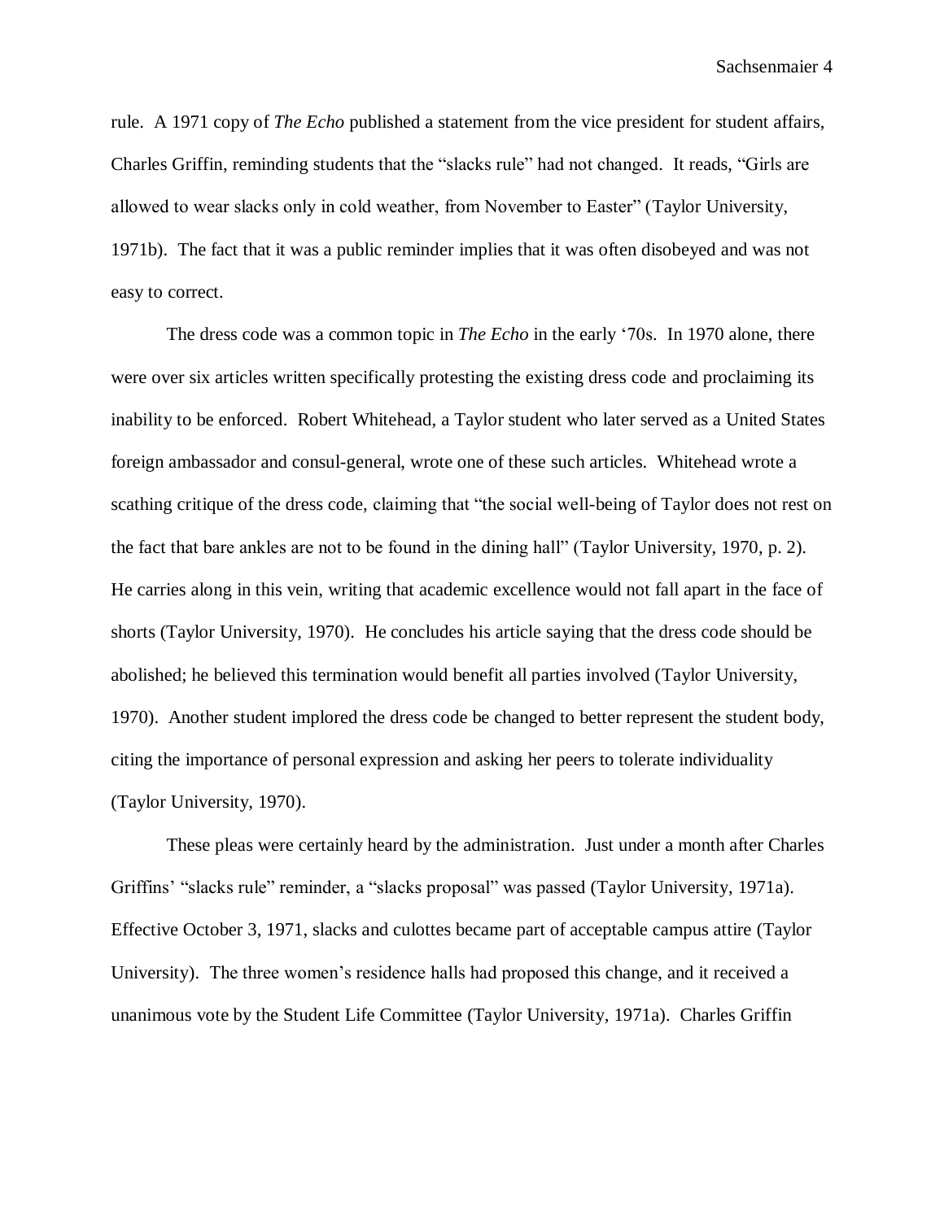rule. A 1971 copy of *The Echo* published a statement from the vice president for student affairs, Charles Griffin, reminding students that the "slacks rule" had not changed. It reads, "Girls are allowed to wear slacks only in cold weather, from November to Easter" (Taylor University, 1971b). The fact that it was a public reminder implies that it was often disobeyed and was not easy to correct.

The dress code was a common topic in *The Echo* in the early '70s. In 1970 alone, there were over six articles written specifically protesting the existing dress code and proclaiming its inability to be enforced. Robert Whitehead, a Taylor student who later served as a United States foreign ambassador and consul-general, wrote one of these such articles. Whitehead wrote a scathing critique of the dress code, claiming that "the social well-being of Taylor does not rest on the fact that bare ankles are not to be found in the dining hall" (Taylor University, 1970, p. 2). He carries along in this vein, writing that academic excellence would not fall apart in the face of shorts (Taylor University, 1970). He concludes his article saying that the dress code should be abolished; he believed this termination would benefit all parties involved (Taylor University, 1970). Another student implored the dress code be changed to better represent the student body, citing the importance of personal expression and asking her peers to tolerate individuality (Taylor University, 1970).

These pleas were certainly heard by the administration. Just under a month after Charles Griffins' "slacks rule" reminder, a "slacks proposal" was passed (Taylor University, 1971a). Effective October 3, 1971, slacks and culottes became part of acceptable campus attire (Taylor University). The three women's residence halls had proposed this change, and it received a unanimous vote by the Student Life Committee (Taylor University, 1971a). Charles Griffin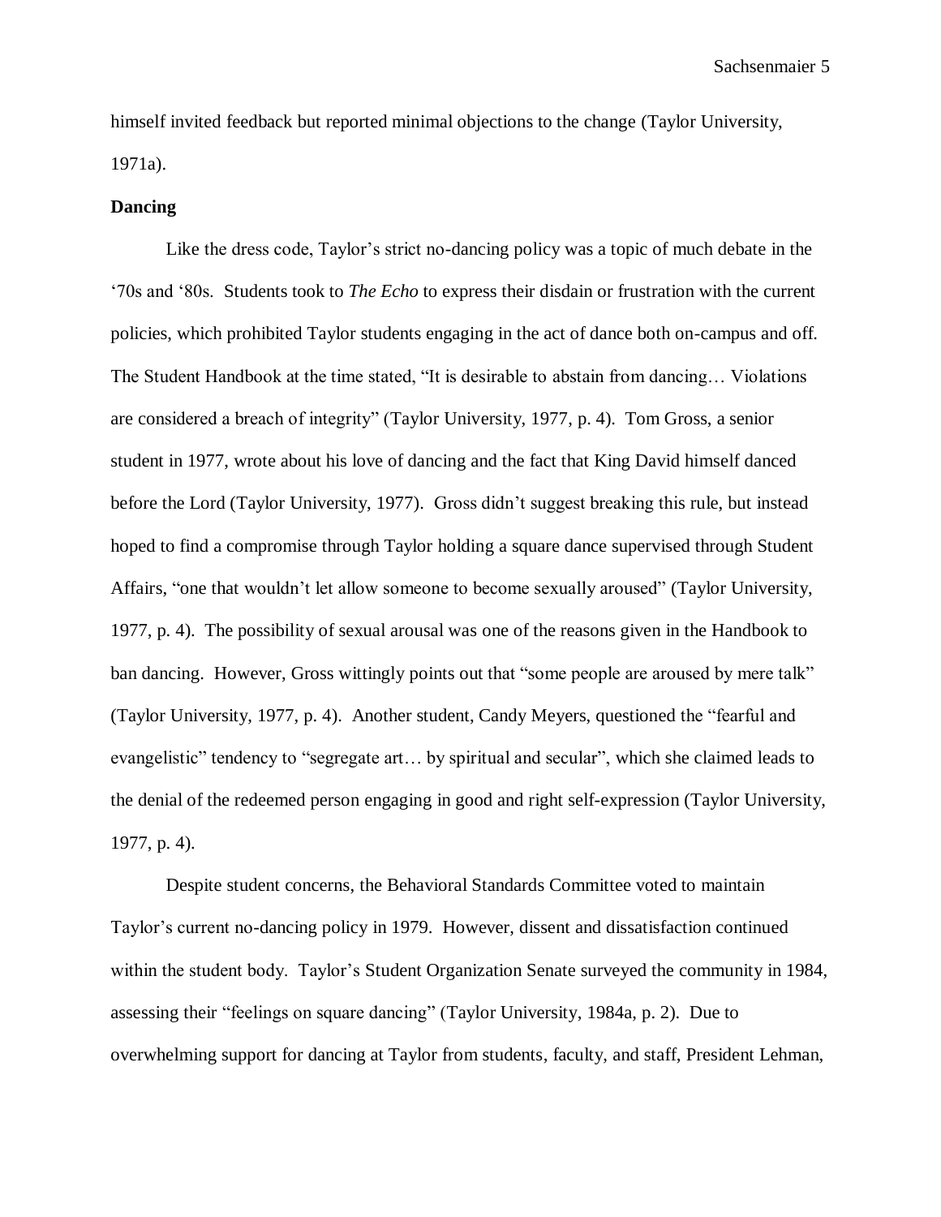himself invited feedback but reported minimal objections to the change (Taylor University, 1971a).

**Dancing**

Like the dress code, Taylor's strict no-dancing policy was a topic of much debate in the '70s and '80s. Students took to *The Echo* to express their disdain or frustration with the current policies, which prohibited Taylor students engaging in the act of dance both on-campus and off. The Student Handbook at the time stated, "It is desirable to abstain from dancing… Violations are considered a breach of integrity" (Taylor University, 1977, p. 4). Tom Gross, a senior student in 1977, wrote about his love of dancing and the fact that King David himself danced before the Lord (Taylor University, 1977). Gross didn't suggest breaking this rule, but instead hoped to find a compromise through Taylor holding a square dance supervised through Student Affairs, "one that wouldn't let allow someone to become sexually aroused" (Taylor University, 1977, p. 4). The possibility of sexual arousal was one of the reasons given in the Handbook to ban dancing. However, Gross wittingly points out that "some people are aroused by mere talk" (Taylor University, 1977, p. 4). Another student, Candy Meyers, questioned the "fearful and evangelistic" tendency to "segregate art… by spiritual and secular", which she claimed leads to the denial of the redeemed person engaging in good and right self-expression (Taylor University, 1977, p. 4).

Despite student concerns, the Behavioral Standards Committee voted to maintain Taylor's current no-dancing policy in 1979. However, dissent and dissatisfaction continued within the student body. Taylor's Student Organization Senate surveyed the community in 1984, assessing their "feelings on square dancing" (Taylor University, 1984a, p. 2). Due to overwhelming support for dancing at Taylor from students, faculty, and staff, President Lehman,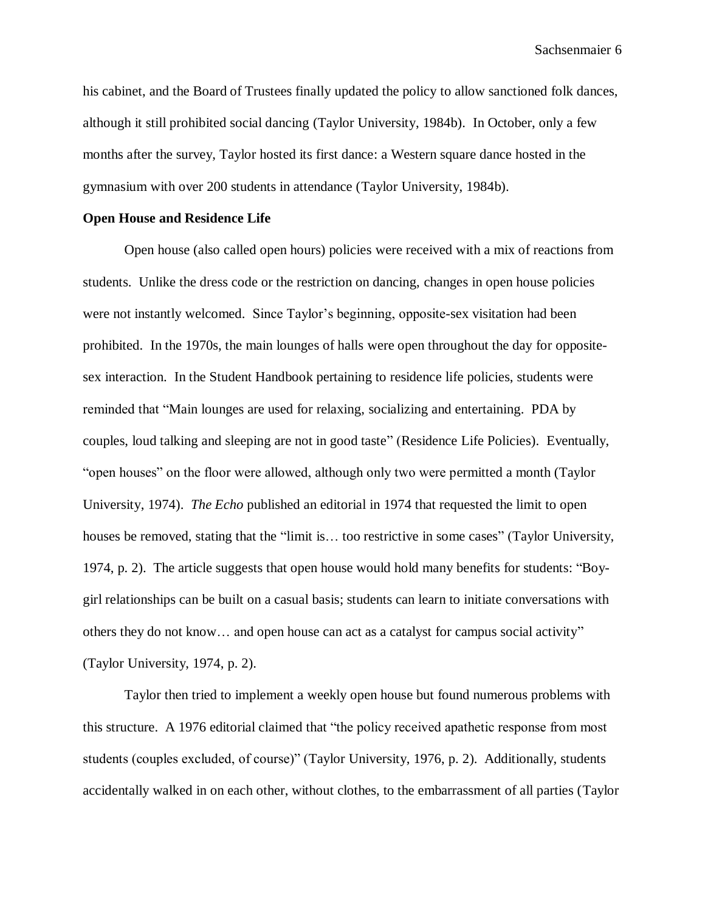his cabinet, and the Board of Trustees finally updated the policy to allow sanctioned folk dances, although it still prohibited social dancing (Taylor University, 1984b). In October, only a few months after the survey, Taylor hosted its first dance: a Western square dance hosted in the gymnasium with over 200 students in attendance (Taylor University, 1984b).

**Open House and Residence Life**

Open house (also called open hours) policies were received with a mix of reactions from students. Unlike the dress code or the restriction on dancing, changes in open house policies were not instantly welcomed. Since Taylor's beginning, opposite-sex visitation had been prohibited. In the 1970s, the main lounges of halls were open throughout the day for opposite-sex interaction. In the Student Handbook pertaining to residence life policies, students were reminded that "Main lounges are used for relaxing, socializing and entertaining. PDA by couples, loud talking and sleeping are not in good taste" (Residence Life Policies). Eventually, "open houses" on the floor were allowed, although only two were permitted a month (Taylor University, 1974). *The Echo* published an editorial in 1974 that requested the limit to open houses be removed, stating that the "limit is… too restrictive in some cases" (Taylor University, 1974, p. 2). The article suggests that open house would hold many benefits for students: "Boy-girl relationships can be built on a casual basis; students can learn to initiate conversations with others they do not know… and open house can act as a catalyst for campus social activity" (Taylor University, 1974, p. 2).

Taylor then tried to implement a weekly open house but found numerous problems with this structure. A 1976 editorial claimed that "the policy received apathetic response from most students (couples excluded, of course)" (Taylor University, 1976, p. 2). Additionally, students accidentally walked in on each other, without clothes, to the embarrassment of all parties (Taylor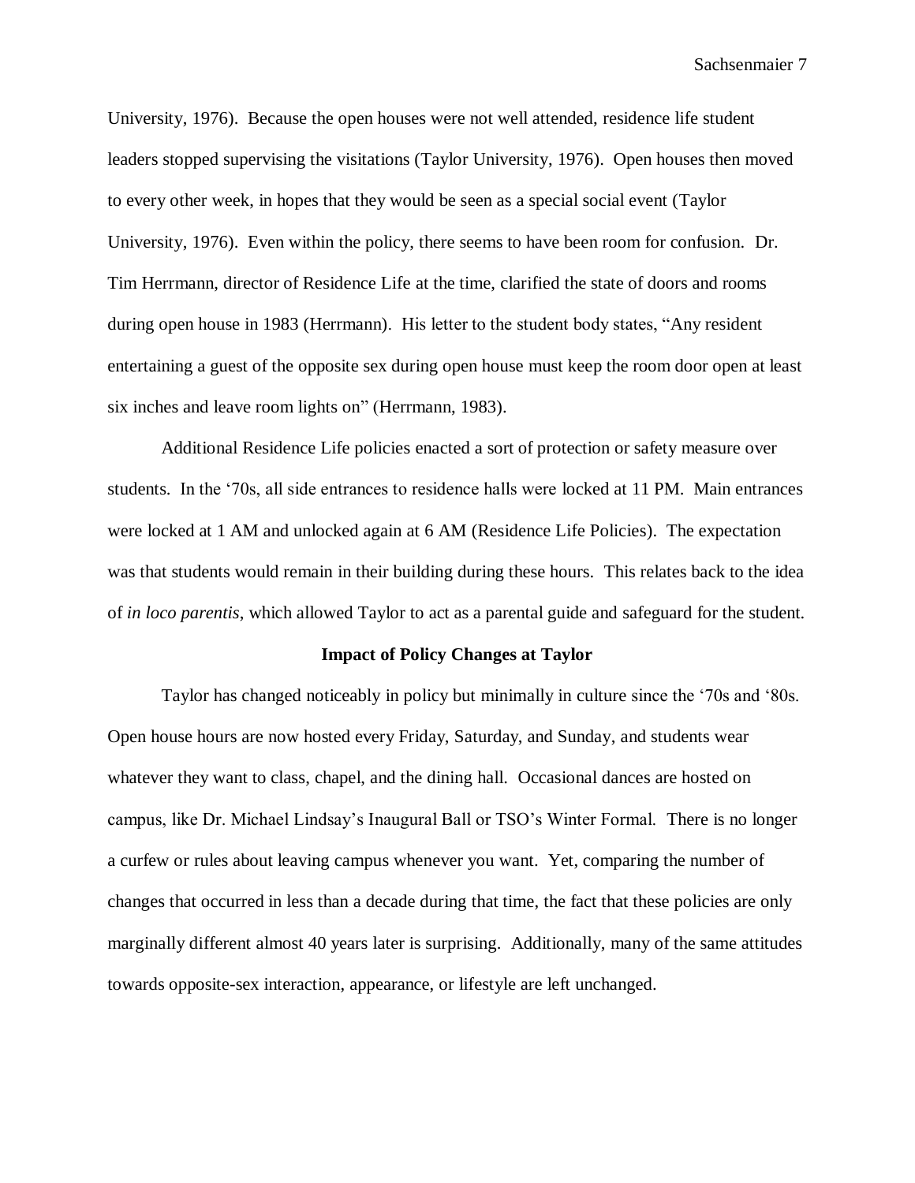University, 1976). Because the open houses were not well attended, residence life student leaders stopped supervising the visitations (Taylor University, 1976). Open houses then moved to every other week, in hopes that they would be seen as a special social event (Taylor University, 1976). Even within the policy, there seems to have been room for confusion. Dr. Tim Herrmann, director of Residence Life at the time, clarified the state of doors and rooms during open house in 1983 (Herrmann). His letter to the student body states, "Any resident entertaining a guest of the opposite sex during open house must keep the room door open at least six inches and leave room lights on" (Herrmann, 1983).

Additional Residence Life policies enacted a sort of protection or safety measure over students. In the '70s, all side entrances to residence halls were locked at 11 PM. Main entrances were locked at 1 AM and unlocked again at 6 AM (Residence Life Policies). The expectation was that students would remain in their building during these hours. This relates back to the idea of *in loco parentis*, which allowed Taylor to act as a parental guide and safeguard for the student.

**Impact of Policy Changes at Taylor**

Taylor has changed noticeably in policy but minimally in culture since the '70s and '80s. Open house hours are now hosted every Friday, Saturday, and Sunday, and students wear whatever they want to class, chapel, and the dining hall. Occasional dances are hosted on campus, like Dr. Michael Lindsay's Inaugural Ball or TSO's Winter Formal. There is no longer a curfew or rules about leaving campus whenever you want. Yet, comparing the number of changes that occurred in less than a decade during that time, the fact that these policies are only marginally different almost 40 years later is surprising. Additionally, many of the same attitudes towards opposite-sex interaction, appearance, or lifestyle are left unchanged.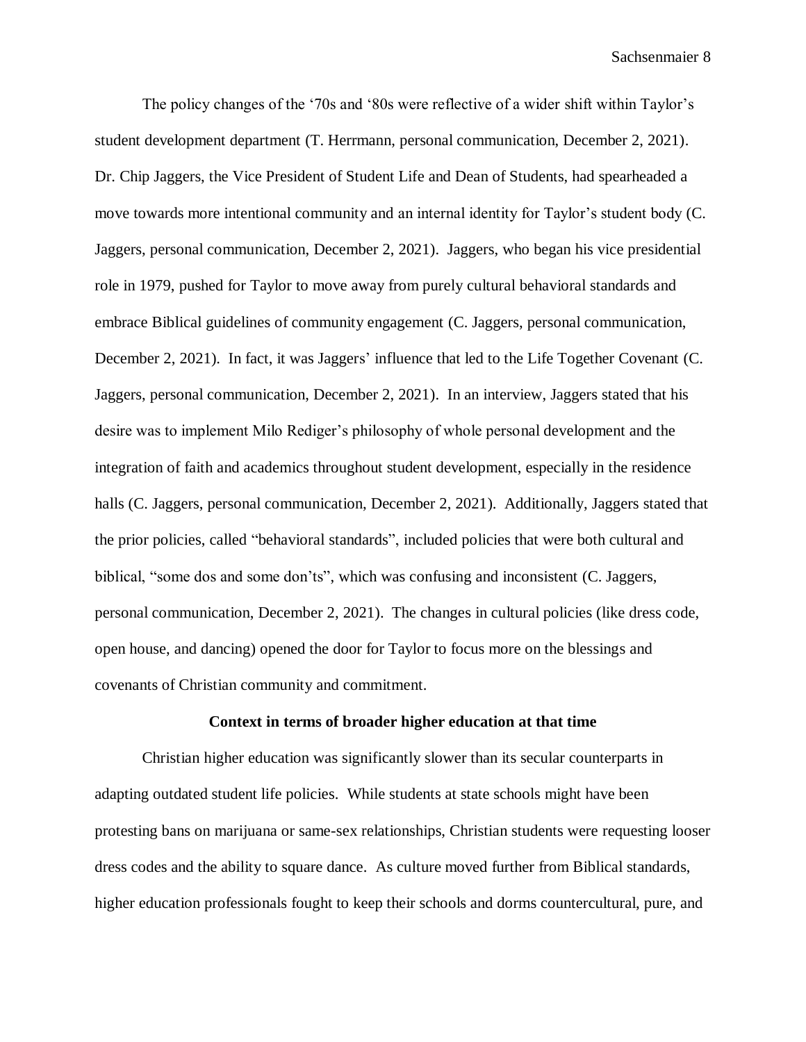The policy changes of the '70s and '80s were reflective of a wider shift within Taylor's student development department (T. Herrmann, personal communication, December 2, 2021). Dr. Chip Jaggers, the Vice President of Student Life and Dean of Students, had spearheaded a move towards more intentional community and an internal identity for Taylor's student body (C. Jaggers, personal communication, December 2, 2021). Jaggers, who began his vice presidential role in 1979, pushed for Taylor to move away from purely cultural behavioral standards and embrace Biblical guidelines of community engagement (C. Jaggers, personal communication, December 2, 2021). In fact, it was Jaggers' influence that led to the Life Together Covenant (C. Jaggers, personal communication, December 2, 2021). In an interview, Jaggers stated that his desire was to implement Milo Rediger's philosophy of whole personal development and the integration of faith and academics throughout student development, especially in the residence halls (C. Jaggers, personal communication, December 2, 2021). Additionally, Jaggers stated that the prior policies, called "behavioral standards", included policies that were both cultural and biblical, "some dos and some don'ts", which was confusing and inconsistent (C. Jaggers, personal communication, December 2, 2021). The changes in cultural policies (like dress code, open house, and dancing) opened the door for Taylor to focus more on the blessings and covenants of Christian community and commitment.

## Context in terms of broader higher education at that time

Christian higher education was significantly slower than its secular counterparts in adapting outdated student life policies. While students at state schools might have been protesting bans on marijuana or same-sex relationships, Christian students were requesting looser dress codes and the ability to square dance. As culture moved further from Biblical standards, higher education professionals fought to keep their schools and dorms countercultural, pure, and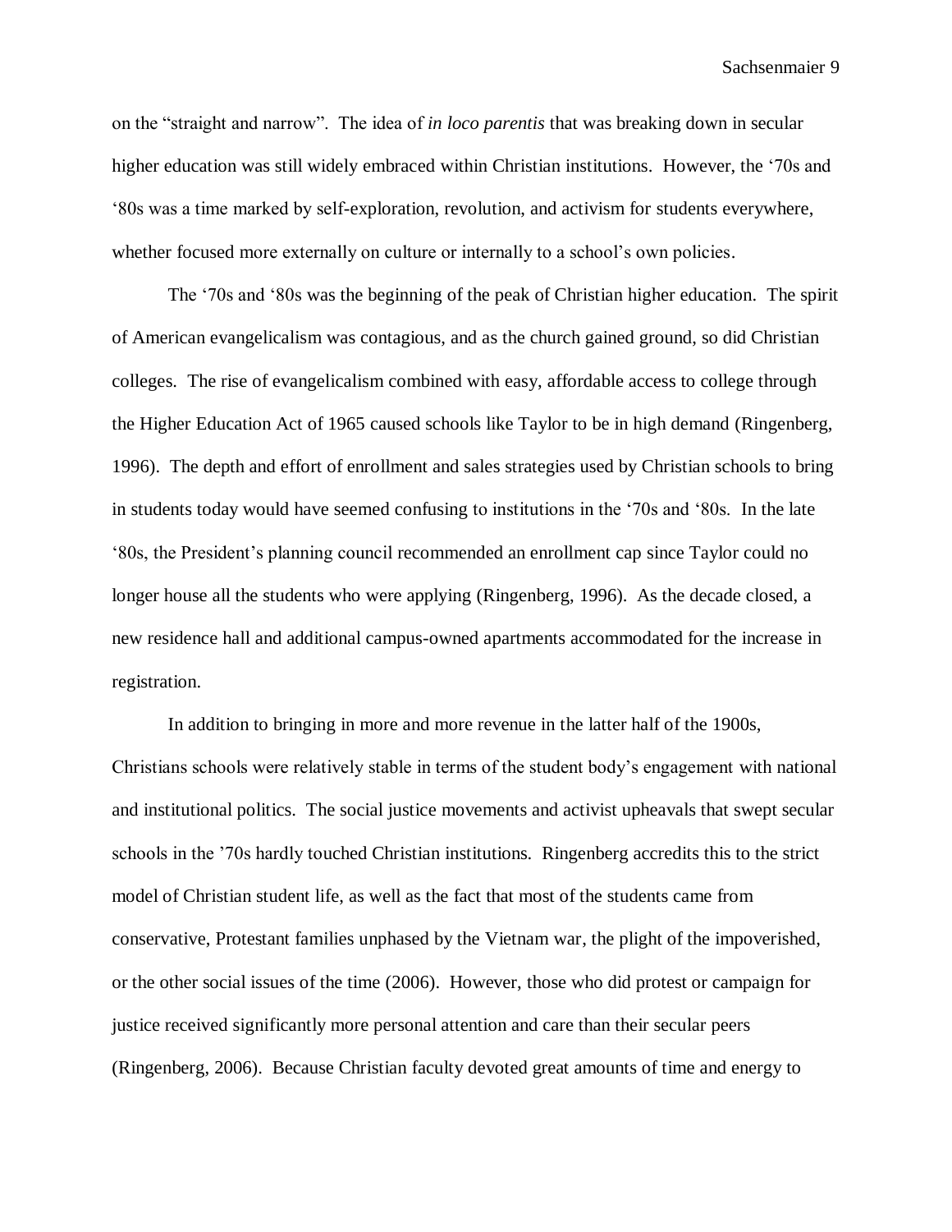on the "straight and narrow". The idea of *in loco parentis* that was breaking down in secular higher education was still widely embraced within Christian institutions. However, the '70s and '80s was a time marked by self-exploration, revolution, and activism for students everywhere, whether focused more externally on culture or internally to a school's own policies.

The '70s and '80s was the beginning of the peak of Christian higher education. The spirit of American evangelicalism was contagious, and as the church gained ground, so did Christian colleges. The rise of evangelicalism combined with easy, affordable access to college through the Higher Education Act of 1965 caused schools like Taylor to be in high demand (Ringenberg, 1996). The depth and effort of enrollment and sales strategies used by Christian schools to bring in students today would have seemed confusing to institutions in the '70s and '80s. In the late '80s, the President's planning council recommended an enrollment cap since Taylor could no longer house all the students who were applying (Ringenberg, 1996). As the decade closed, a new residence hall and additional campus-owned apartments accommodated for the increase in registration.

In addition to bringing in more and more revenue in the latter half of the 1900s, Christians schools were relatively stable in terms of the student body's engagement with national and institutional politics. The social justice movements and activist upheavals that swept secular schools in the '70s hardly touched Christian institutions. Ringenberg accredits this to the strict model of Christian student life, as well as the fact that most of the students came from conservative, Protestant families unphased by the Vietnam war, the plight of the impoverished, or the other social issues of the time (2006). However, those who did protest or campaign for justice received significantly more personal attention and care than their secular peers (Ringenberg, 2006). Because Christian faculty devoted great amounts of time and energy to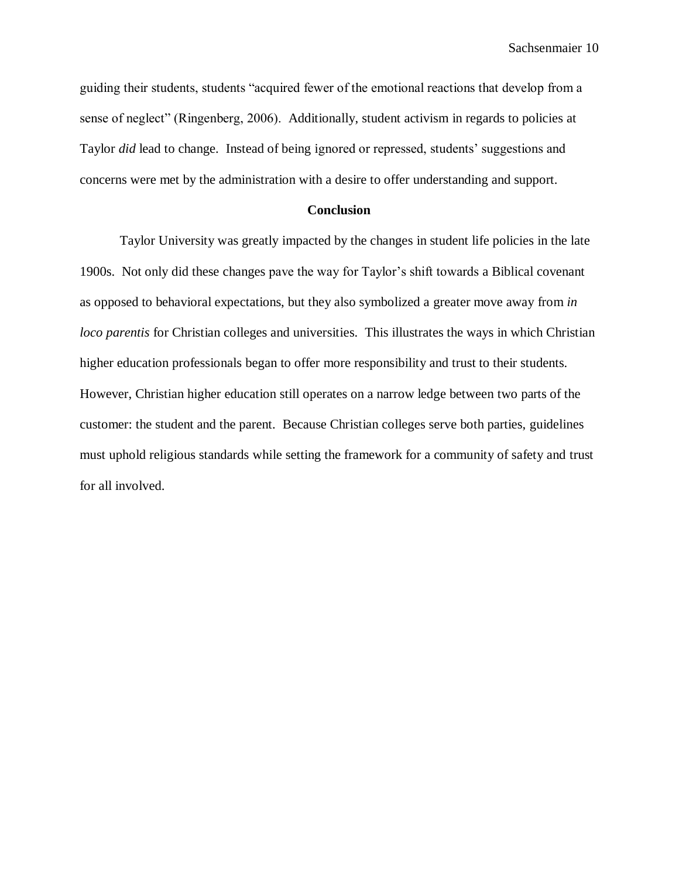guiding their students, students "acquired fewer of the emotional reactions that develop from a sense of neglect" (Ringenberg, 2006). Additionally, student activism in regards to policies at Taylor *did* lead to change. Instead of being ignored or repressed, students' suggestions and concerns were met by the administration with a desire to offer understanding and support.

## Conclusion

Taylor University was greatly impacted by the changes in student life policies in the late 1900s. Not only did these changes pave the way for Taylor's shift towards a Biblical covenant as opposed to behavioral expectations, but they also symbolized a greater move away from *in loco parentis* for Christian colleges and universities. This illustrates the ways in which Christian higher education professionals began to offer more responsibility and trust to their students. However, Christian higher education still operates on a narrow ledge between two parts of the customer: the student and the parent. Because Christian colleges serve both parties, guidelines must uphold religious standards while setting the framework for a community of safety and trust for all involved.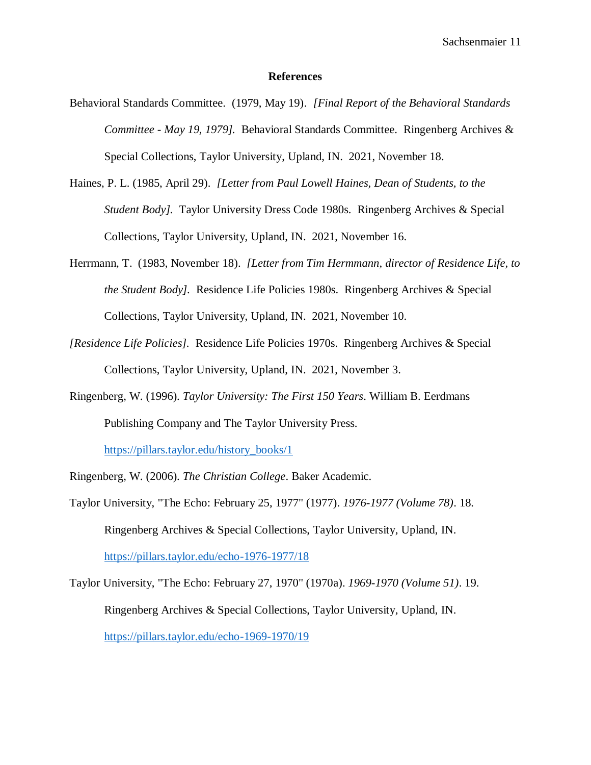**References**

Behavioral Standards Committee. (1979, May 19). *[Final Report of the Behavioral Standards Committee - May 19, 1979].* Behavioral Standards Committee. Ringenberg Archives & Special Collections, Taylor University, Upland, IN. 2021, November 18.

Haines, P. L. (1985, April 29). *[Letter from Paul Lowell Haines, Dean of Students, to the Student Body].* Taylor University Dress Code 1980s. Ringenberg Archives & Special Collections, Taylor University, Upland, IN. 2021, November 16.

Herrmann, T. (1983, November 18). *[Letter from Tim Hermmann, director of Residence Life, to the Student Body].* Residence Life Policies 1980s. Ringenberg Archives & Special Collections, Taylor University, Upland, IN. 2021, November 10.

*[Residence Life Policies].* Residence Life Policies 1970s. Ringenberg Archives & Special Collections, Taylor University, Upland, IN. 2021, November 3.

Ringenberg, W. (1996). *Taylor University: The First 150 Years*. William B. Eerdmans Publishing Company and The Taylor University Press. https://pillars.taylor.edu/history_books/1

Ringenberg, W. (2006). *The Christian College*. Baker Academic.

Taylor University, "The Echo: February 25, 1977" (1977). *1976-1977 (Volume 78)*. 18. Ringenberg Archives & Special Collections, Taylor University, Upland, IN. https://pillars.taylor.edu/echo-1976-1977/18

Taylor University, "The Echo: February 27, 1970" (1970a). *1969-1970 (Volume 51)*. 19. Ringenberg Archives & Special Collections, Taylor University, Upland, IN. https://pillars.taylor.edu/echo-1969-1970/19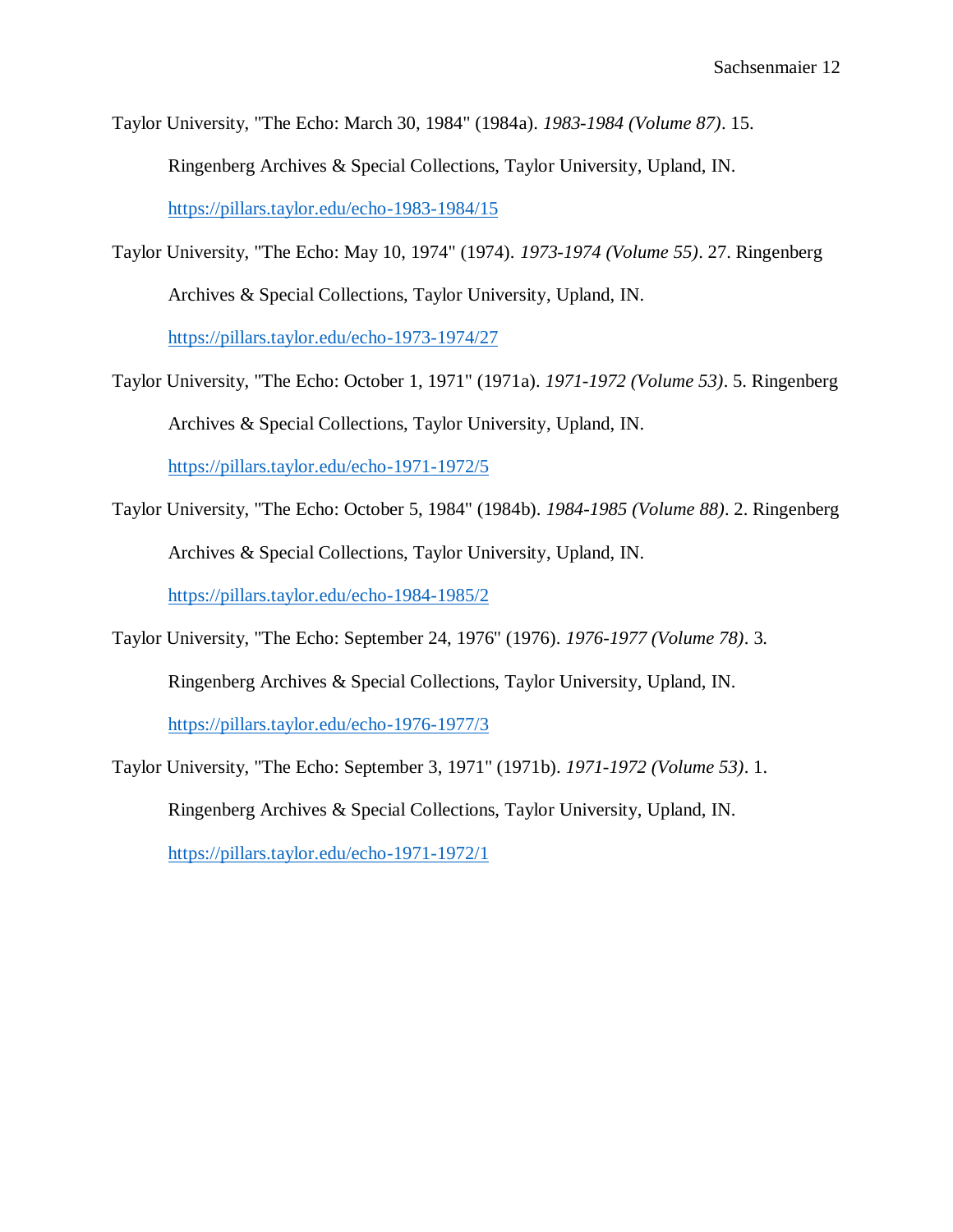Taylor University, "The Echo: March 30, 1984" (1984a). *1983-1984 (Volume 87)*. 15. Ringenberg Archives & Special Collections, Taylor University, Upland, IN. https://pillars.taylor.edu/echo-1983-1984/15

Taylor University, "The Echo: May 10, 1974" (1974). *1973-1974 (Volume 55)*. 27. Ringenberg Archives & Special Collections, Taylor University, Upland, IN. https://pillars.taylor.edu/echo-1973-1974/27

Taylor University, "The Echo: October 1, 1971" (1971a). *1971-1972 (Volume 53)*. 5. Ringenberg Archives & Special Collections, Taylor University, Upland, IN. https://pillars.taylor.edu/echo-1971-1972/5

Taylor University, "The Echo: October 5, 1984" (1984b). *1984-1985 (Volume 88)*. 2. Ringenberg Archives & Special Collections, Taylor University, Upland, IN. https://pillars.taylor.edu/echo-1984-1985/2

Taylor University, "The Echo: September 24, 1976" (1976). *1976-1977 (Volume 78)*. 3. Ringenberg Archives & Special Collections, Taylor University, Upland, IN. https://pillars.taylor.edu/echo-1976-1977/3

Taylor University, "The Echo: September 3, 1971" (1971b). *1971-1972 (Volume 53)*. 1. Ringenberg Archives & Special Collections, Taylor University, Upland, IN. https://pillars.taylor.edu/echo-1971-1972/1